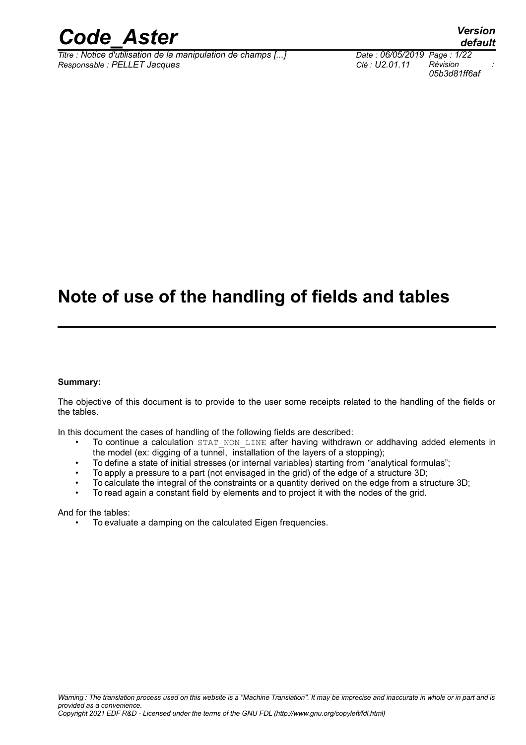# Note of use of the handling of fields and tables

**Summary:**

The objective of this document is to provide to the user some receipts related to the handling of the fields or the tables.

In this document the cases of handling of the following fields are described:

- To continue a calculation STAT_NON_LINE after having withdrawn or addhaving added elements in the model (ex: digging of a tunnel, installation of the layers of a stopping);
- To define a state of initial stresses (or internal variables) starting from "analytical formulas";
- To apply a pressure to a part (not envisaged in the grid) of the edge of a structure 3D;
- To calculate the integral of the constraints or a quantity derived on the edge from a structure 3D;
- To read again a constant field by elements and to project it with the nodes of the grid.

And for the tables:

- To evaluate a damping on the calculated Eigen frequencies.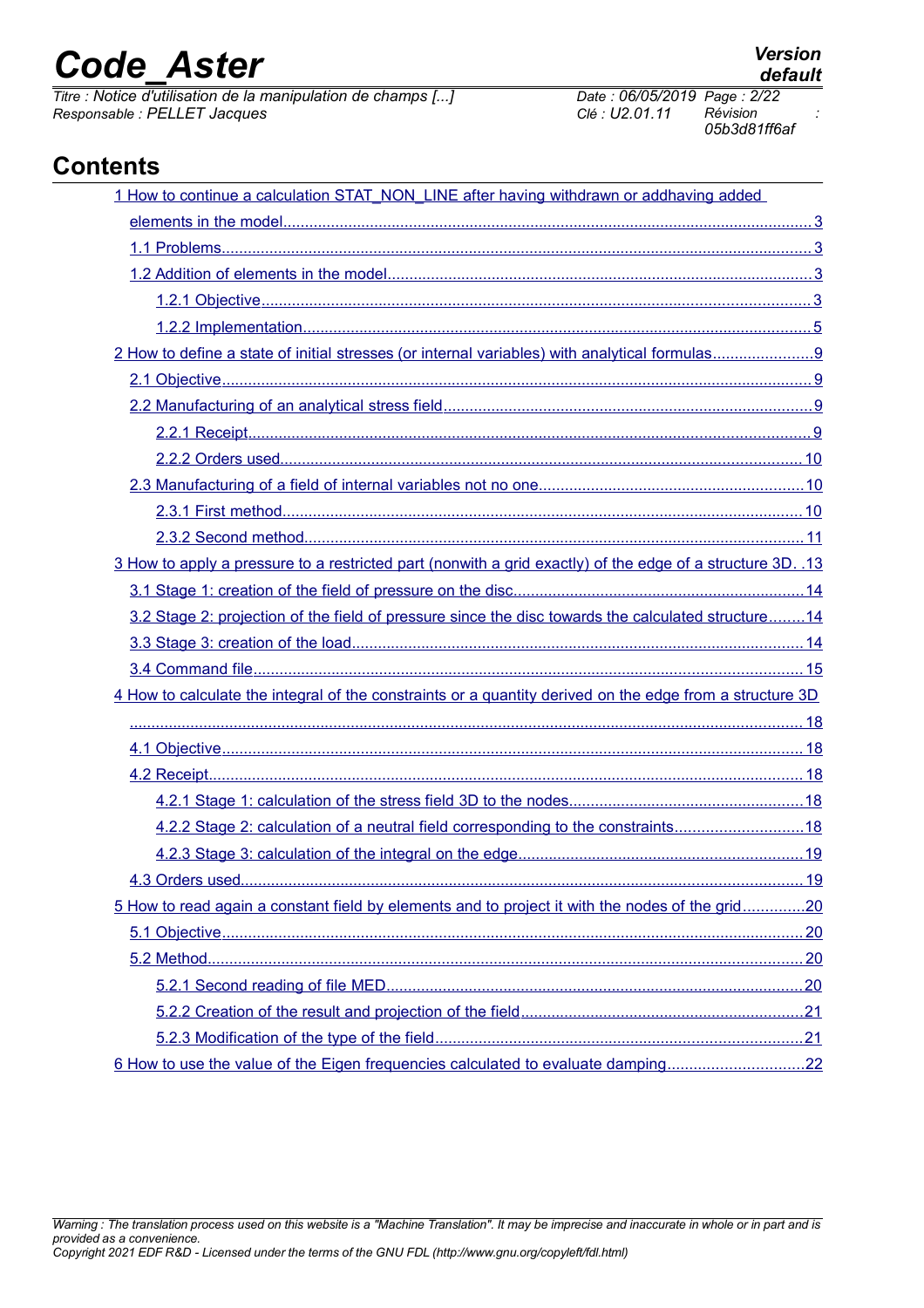## Contents

1 How to continue a calculation STAT_NON_LINE after having withdrawn or addhaving added elements in the model....3

- 1.1 Problems....3
- 1.2 Addition of elements in the model....3
  - 1.2.1 Objective....3
  - 1.2.2 Implementation....5

2 How to define a state of initial stresses (or internal variables) with analytical formulas....9

- 2.1 Objective....9
- 2.2 Manufacturing of an analytical stress field....9
  - 2.2.1 Receipt....9
  - 2.2.2 Orders used....10
- 2.3 Manufacturing of a field of internal variables not no one....10
  - 2.3.1 First method....10
  - 2.3.2 Second method....11

3 How to apply a pressure to a restricted part (nonwith a grid exactly) of the edge of a structure 3D. .13

- 3.1 Stage 1: creation of the field of pressure on the disc....14
- 3.2 Stage 2: projection of the field of pressure since the disc towards the calculated structure....14
- 3.3 Stage 3: creation of the load....14
- 3.4 Command file....15

4 How to calculate the integral of the constraints or a quantity derived on the edge from a structure 3D....18

- 4.1 Objective....18
- 4.2 Receipt....18
  - 4.2.1 Stage 1: calculation of the stress field 3D to the nodes....18
  - 4.2.2 Stage 2: calculation of a neutral field corresponding to the constraints....18
  - 4.2.3 Stage 3: calculation of the integral on the edge....19
- 4.3 Orders used....19

5 How to read again a constant field by elements and to project it with the nodes of the grid....20

- 5.1 Objective....20
- 5.2 Method....20
  - 5.2.1 Second reading of file MED....20
  - 5.2.2 Creation of the result and projection of the field....21
  - 5.2.3 Modification of the type of the field....21

6 How to use the value of the Eigen frequencies calculated to evaluate damping....22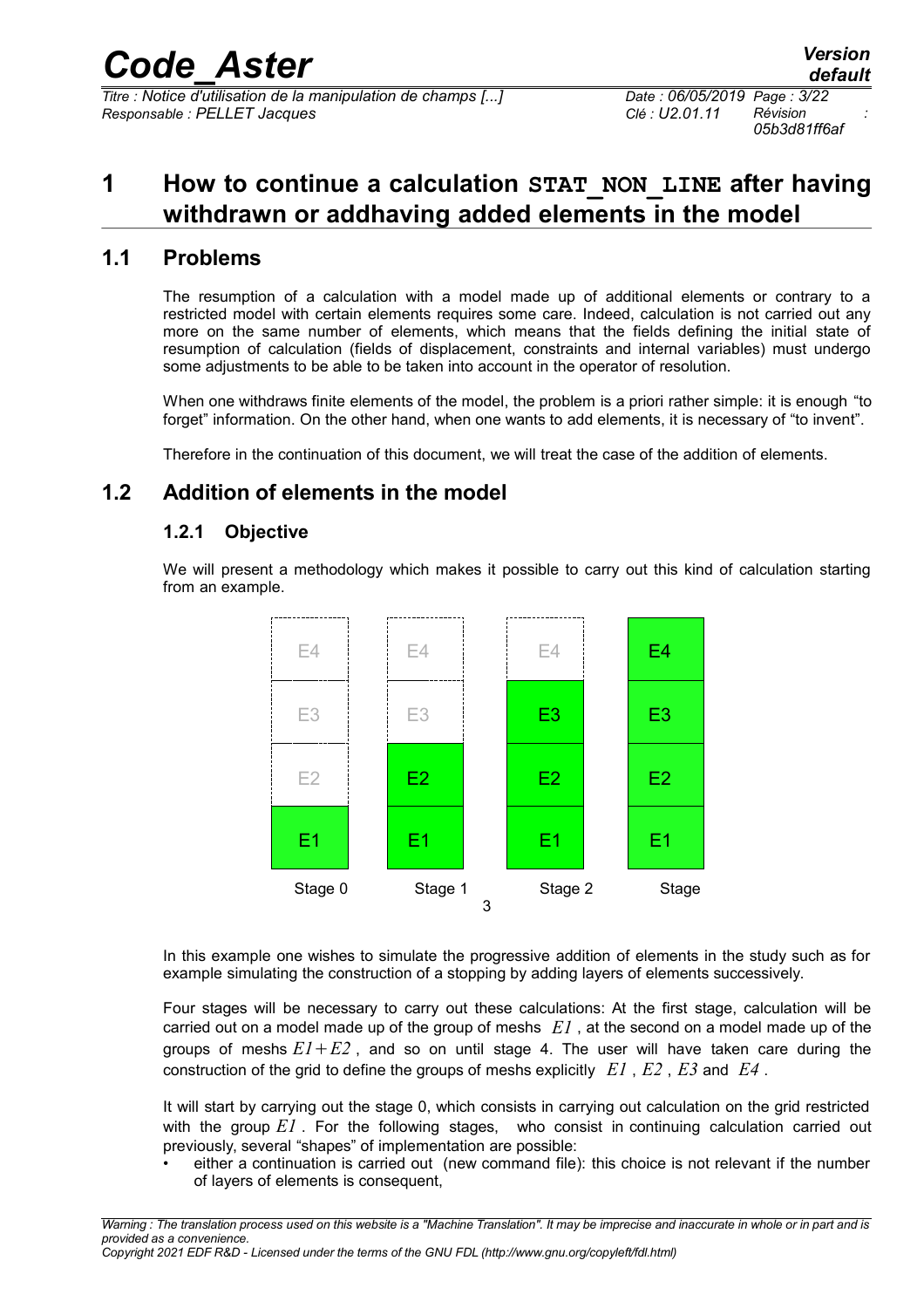# 1 How to continue a calculation `STAT_NON_LINE` after having withdrawn or addhaving added elements in the model

## 1.1 Problems

The resumption of a calculation with a model made up of additional elements or contrary to a restricted model with certain elements requires some care. Indeed, calculation is not carried out any more on the same number of elements, which means that the fields defining the initial state of resumption of calculation (fields of displacement, constraints and internal variables) must undergo some adjustments to be able to be taken into account in the operator of resolution.

When one withdraws finite elements of the model, the problem is a priori rather simple: it is enough "to forget" information. On the other hand, when one wants to add elements, it is necessary of "to invent".

Therefore in the continuation of this document, we will treat the case of the addition of elements.

## 1.2 Addition of elements in the model

### 1.2.1 Objective

We will present a methodology which makes it possible to carry out this kind of calculation starting from an example.

| Stage 0 | Stage 1 | Stage 2 | Stage 3 |
|---|---|---|---|
| E4 | E4 | E4 | E4 |
| E3 | E3 | E3 | E3 |
| E2 | E2 | E2 | E2 |
| E1 | E1 | E1 | E1 |

In this example one wishes to simulate the progressive addition of elements in the study such as for example simulating the construction of a stopping by adding layers of elements successively.

Four stages will be necessary to carry out these calculations: At the first stage, calculation will be carried out on a model made up of the group of meshs $E1$ , at the second on a model made up of the groups of meshs $E1+E2$ , and so on until stage 4. The user will have taken care during the construction of the grid to define the groups of meshs explicitly $E1$ , $E2$ , $E3$ and $E4$ .

It will start by carrying out the stage 0, which consists in carrying out calculation on the grid restricted with the group $E1$ . For the following stages, who consist in continuing calculation carried out previously, several "shapes" of implementation are possible:

- either a continuation is carried out (new command file): this choice is not relevant if the number of layers of elements is consequent,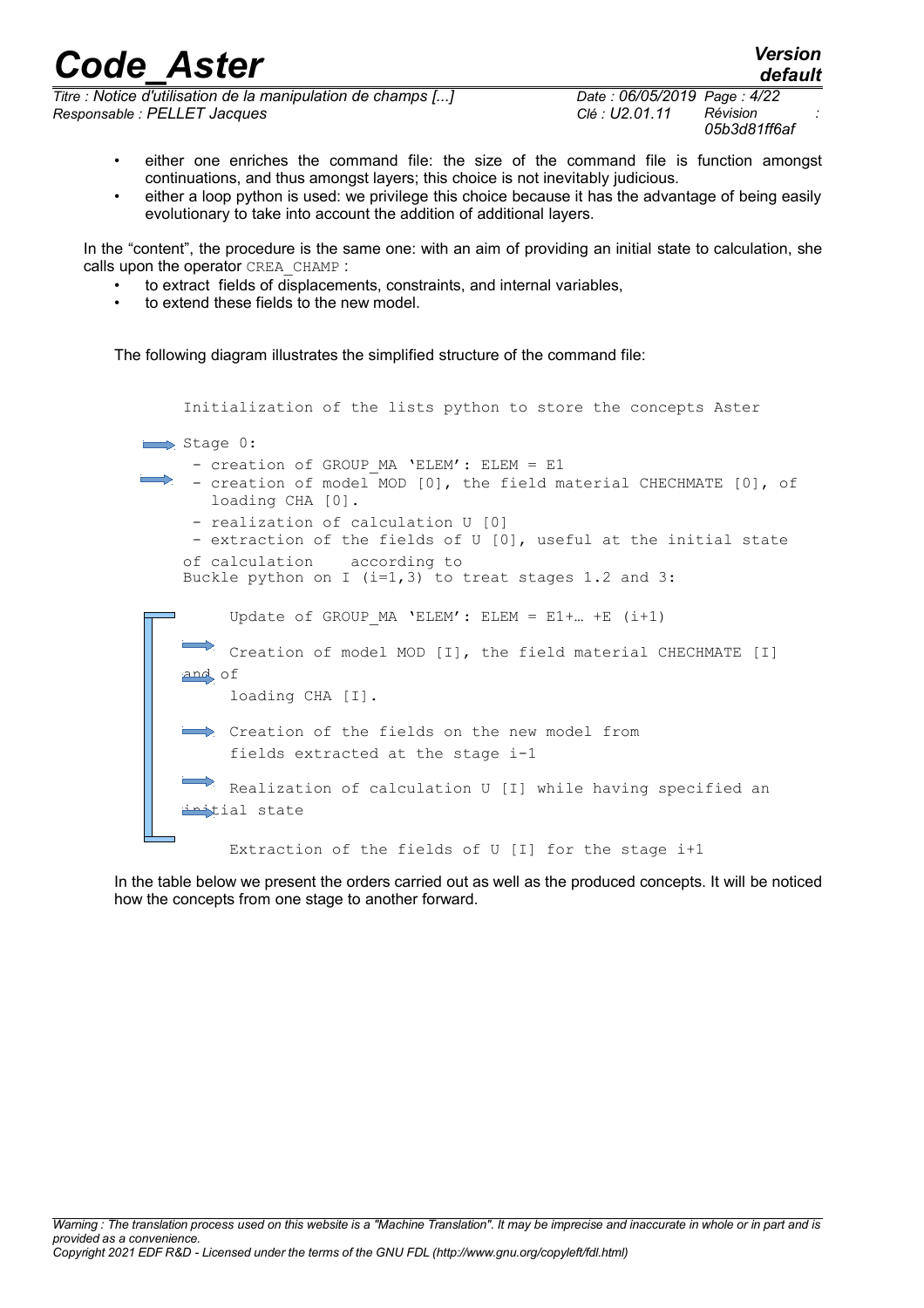- either one enriches the command file: the size of the command file is function amongst continuations, and thus amongst layers; this choice is not inevitably judicious.
- either a loop python is used: we privilege this choice because it has the advantage of being easily evolutionary to take into account the addition of additional layers.

In the "content", the procedure is the same one: with an aim of providing an initial state to calculation, she calls upon the operator `CREA_CHAMP` :

- to extract fields of displacements, constraints, and internal variables,
- to extend these fields to the new model.

The following diagram illustrates the simplified structure of the command file:

```
Initialization of the lists python to store the concepts Aster

Stage 0:
  - creation of GROUP_MA 'ELEM': ELEM = E1
  - creation of model MOD [0], the field material CHECHMATE [0], of
    loading CHA [0].
  - realization of calculation U [0]
  - extraction of the fields of U [0], useful at the initial state
of calculation    according to
Buckle python on I (i=1,3) to treat stages 1.2 and 3:

      Update of GROUP_MA 'ELEM': ELEM = E1+… +E (i+1)

      Creation of model MOD [I], the field material CHECHMATE [I]
and of
      loading CHA [I].

      Creation of the fields on the new model from
      fields extracted at the stage i-1

      Realization of calculation U [I] while having specified an
initial state

      Extraction of the fields of U [I] for the stage i+1
```

In the table below we present the orders carried out as well as the produced concepts. It will be noticed how the concepts from one stage to another forward.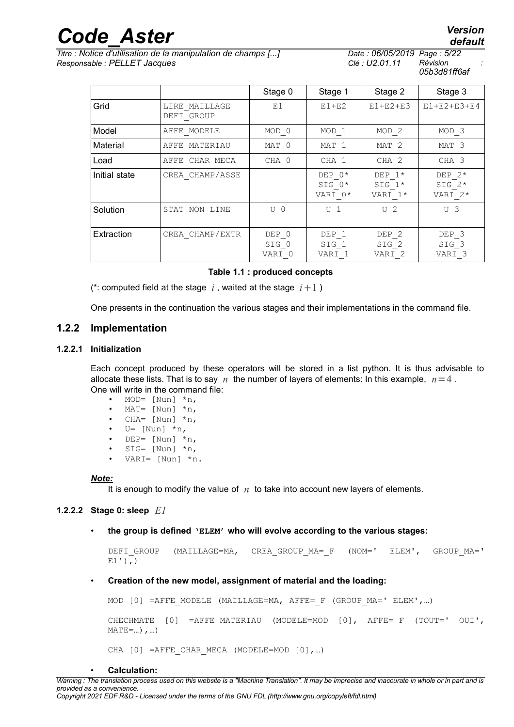| | | Stage 0 | Stage 1 | Stage 2 | Stage 3 |
|---|---|---|---|---|---|
| Grid | LIRE_MAILLAGE DEFI_GROUP | E1 | E1+E2 | E1+E2+E3 | E1+E2+E3+E4 |
| Model | AFFE_MODELE | MOD_0 | MOD_1 | MOD_2 | MOD_3 |
| Material | AFFE_MATERIAU | MAT_0 | MAT_1 | MAT_2 | MAT_3 |
| Load | AFFE_CHAR_MECA | CHA_0 | CHA_1 | CHA_2 | CHA_3 |
| Initial state | CREA_CHAMP/ASSE | | DEP_0* SIG_0* VARI_0* | DEP_1* SIG_1* VARI_1* | DEP_2* SIG_2* VARI_2* |
| Solution | STAT_NON_LINE | U_0 | U_1 | U_2 | U_3 |
| Extraction | CREA_CHAMP/EXTR | DEP_0 SIG_0 VARI_0 | DEP_1 SIG_1 VARI_1 | DEP_2 SIG_2 VARI_2 | DEP_3 SIG_3 VARI_3 |

**Table 1.1 : produced concepts**

(*: computed field at the stage $i$, waited at the stage $i+1$ )

One presents in the continuation the various stages and their implementations in the command file.

## 1.2.2 Implementation

### 1.2.2.1 Initialization

Each concept produced by these operators will be stored in a list python. It is thus advisable to allocate these lists. That is to say $n$ the number of layers of elements: In this example, $n=4$. One will write in the command file:

- MOD= [Nun] *n,
- MAT= [Nun] *n,
- CHA= [Nun] *n,
- U= [Nun] *n,
- DEP= [Nun] *n,
- SIG= [Nun] *n,
- VARI= [Nun] *n.

***Note:***

It is enough to modify the value of $n$ to take into account new layers of elements.

### 1.2.2.2 Stage 0: sleep $E1$

- **the group is defined 'ELEM' who will evolve according to the various stages:**

```
DEFI_GROUP (MAILLAGE=MA, CREA_GROUP_MA=_F (NOM=' ELEM', GROUP_MA=' E1'),)
```

- **Creation of the new model, assignment of material and the loading:**

```
MOD [0] =AFFE_MODELE (MAILLAGE=MA, AFFE=_F (GROUP_MA=' ELEM',…)

CHECHMATE [0] =AFFE_MATERIAU (MODELE=MOD [0], AFFE=_F (TOUT=' OUI', MATE=…),…)

CHA [0] =AFFE_CHAR_MECA (MODELE=MOD [0],…)
```

- **Calculation:**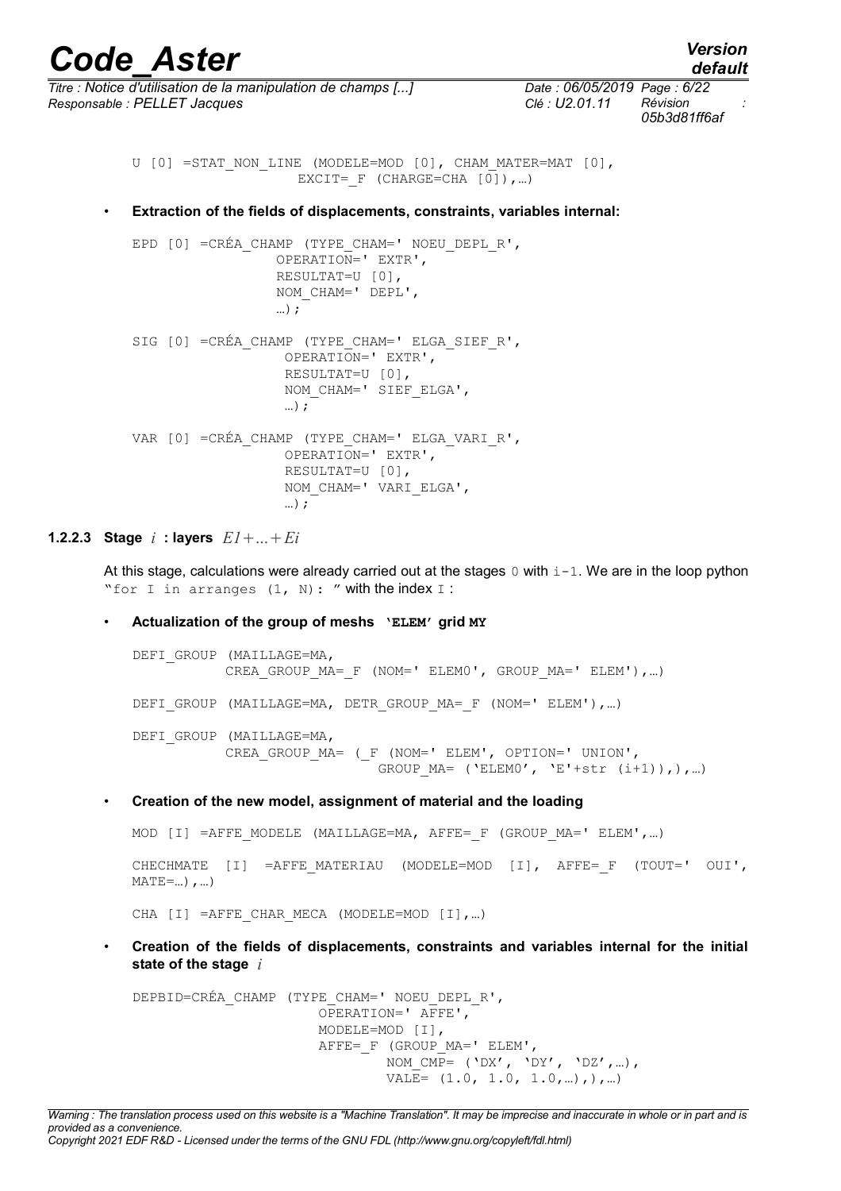```
U [0] =STAT_NON_LINE (MODELE=MOD [0], CHAM_MATER=MAT [0],
                  EXCIT=_F (CHARGE=CHA [0]),…)
```

- **Extraction of the fields of displacements, constraints, variables internal:**

```
EPD [0] =CRÉA_CHAMP (TYPE_CHAM=' NOEU_DEPL_R',
                 OPERATION=' EXTR',
                 RESULTAT=U [0],
                 NOM_CHAM=' DEPL',
                 …);

SIG [0] =CRÉA_CHAMP (TYPE_CHAM=' ELGA_SIEF_R',
                  OPERATION=' EXTR',
                  RESULTAT=U [0],
                  NOM_CHAM=' SIEF_ELGA',
                  …);

VAR [0] =CRÉA_CHAMP (TYPE_CHAM=' ELGA_VARI_R',
                  OPERATION=' EXTR',
                  RESULTAT=U [0],
                  NOM_CHAM=' VARI_ELGA',
                  …);
```

#### 1.2.2.3 Stage $i$ : layers $E1+...+Ei$

At this stage, calculations were already carried out at the stages `0` with `i-1`. We are in the loop python "`for I in arranges (1, N): `" with the index `I` :

- **Actualization of the group of meshs `'ELEM'` grid `MY`**

```
DEFI_GROUP (MAILLAGE=MA,
          CREA_GROUP_MA=_F (NOM=' ELEM0', GROUP_MA=' ELEM'),…)

DEFI_GROUP (MAILLAGE=MA, DETR_GROUP_MA=_F (NOM=' ELEM'),…)

DEFI_GROUP (MAILLAGE=MA,
          CREA_GROUP_MA= (_F (NOM=' ELEM', OPTION=' UNION',
                         GROUP_MA= ('ELEM0', 'E'+str (i+1)),),…)
```

- **Creation of the new model, assignment of material and the loading**

```
MOD [I] =AFFE_MODELE (MAILLAGE=MA, AFFE=_F (GROUP_MA=' ELEM',…)

CHECHMATE  [I]  =AFFE_MATERIAU  (MODELE=MOD  [I],  AFFE=_F  (TOUT='  OUI',
MATE=…),…)

CHA [I] =AFFE_CHAR_MECA (MODELE=MOD [I],…)
```

- **Creation of the fields of displacements, constraints and variables internal for the initial state of the stage $i$**

```
DEPBID=CRÉA_CHAMP (TYPE_CHAM=' NOEU_DEPL_R',
                     OPERATION=' AFFE',
                     MODELE=MOD [I],
                     AFFE=_F (GROUP_MA=' ELEM',
                           NOM_CMP= ('DX', 'DY', 'DZ',…),
                           VALE= (1.0, 1.0, 1.0,…),),…)
```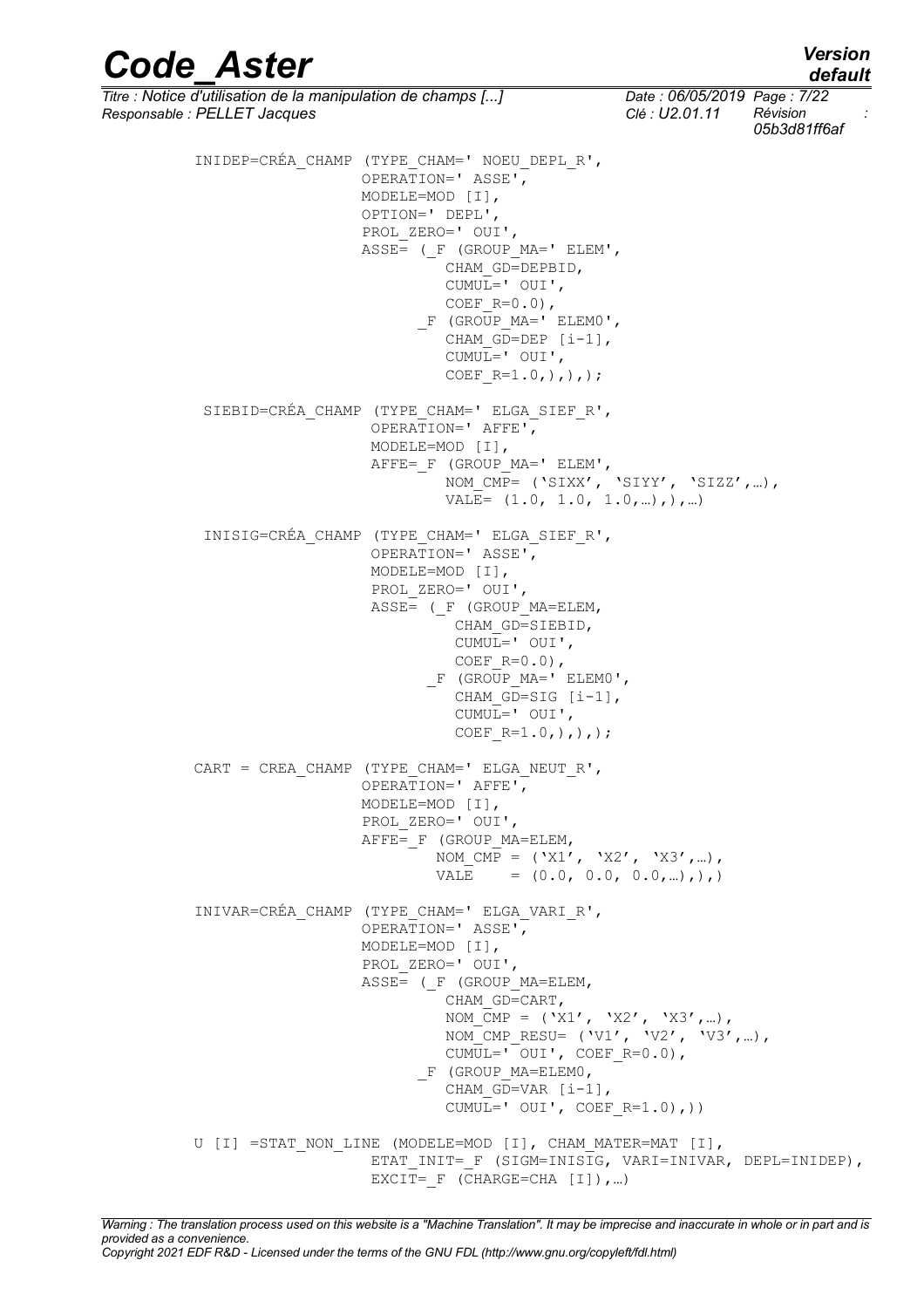```
INIDEP=CRÉA_CHAMP (TYPE_CHAM=' NOEU_DEPL_R',
                   OPERATION=' ASSE',
                   MODELE=MOD [I],
                   OPTION=' DEPL',
                   PROL_ZERO=' OUI',
                   ASSE= (_F (GROUP_MA=' ELEM',
                            CHAM_GD=DEPBID,
                            CUMUL=' OUI',
                            COEF_R=0.0),
                         _F (GROUP_MA=' ELEM0',
                            CHAM_GD=DEP [i-1],
                            CUMUL=' OUI',
                            COEF_R=1.0,),),);

 SIEBID=CRÉA_CHAMP (TYPE_CHAM=' ELGA_SIEF_R',
                   OPERATION=' AFFE',
                   MODELE=MOD [I],
                   AFFE=_F (GROUP_MA=' ELEM',
                            NOM_CMP= ('SIXX', 'SIYY', 'SIZZ',…),
                            VALE= (1.0, 1.0, 1.0,…),),…)

 INISIG=CRÉA_CHAMP (TYPE_CHAM=' ELGA_SIEF_R',
                   OPERATION=' ASSE',
                   MODELE=MOD [I],
                   PROL_ZERO=' OUI',
                   ASSE= (_F (GROUP_MA=ELEM,
                             CHAM_GD=SIEBID,
                             CUMUL=' OUI',
                             COEF_R=0.0),
                          _F (GROUP_MA=' ELEM0',
                             CHAM_GD=SIG [i-1],
                             CUMUL=' OUI',
                             COEF_R=1.0,),),);

CART = CREA_CHAMP (TYPE_CHAM=' ELGA_NEUT_R',
                   OPERATION=' AFFE',
                   MODELE=MOD [I],
                   PROL_ZERO=' OUI',
                   AFFE=_F (GROUP_MA=ELEM,
                           NOM_CMP = ('X1', 'X2', 'X3',…),
                           VALE    = (0.0, 0.0, 0.0,…),),)

INIVAR=CRÉA_CHAMP (TYPE_CHAM=' ELGA_VARI_R',
                   OPERATION=' ASSE',
                   MODELE=MOD [I],
                   PROL_ZERO=' OUI',
                   ASSE= (_F (GROUP_MA=ELEM,
                            CHAM_GD=CART,
                            NOM_CMP = ('X1', 'X2', 'X3',…),
                            NOM_CMP_RESU= ('V1', 'V2', 'V3',…),
                            CUMUL=' OUI', COEF_R=0.0),
                         _F (GROUP_MA=ELEM0,
                            CHAM_GD=VAR [i-1],
                            CUMUL=' OUI', COEF_R=1.0),))

U [I] =STAT_NON_LINE (MODELE=MOD [I], CHAM_MATER=MAT [I],
                    ETAT_INIT=_F (SIGM=INISIG, VARI=INIVAR, DEPL=INIDEP),
                    EXCIT=_F (CHARGE=CHA [I]),…)
```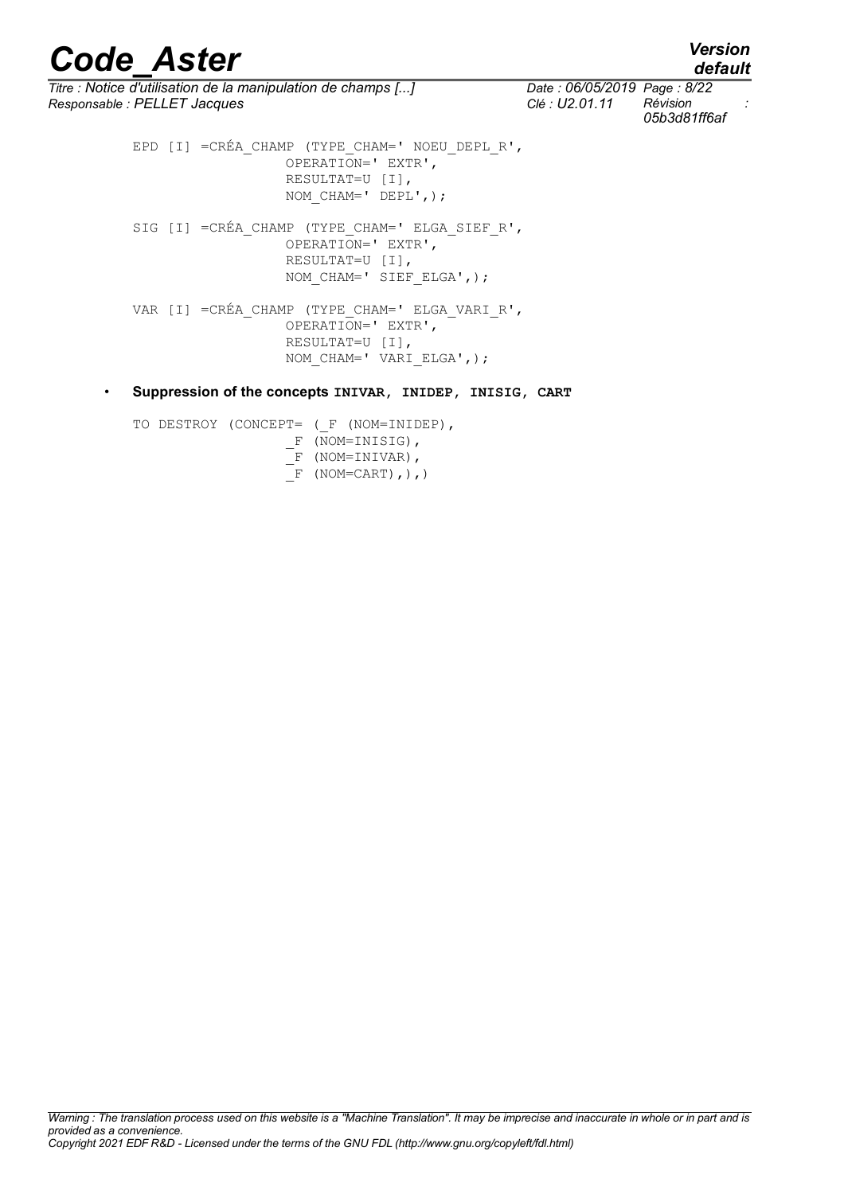```
EPD [I] =CRÉA_CHAMP (TYPE_CHAM=' NOEU_DEPL_R',
                  OPERATION=' EXTR',
                  RESULTAT=U [I],
                  NOM_CHAM=' DEPL',);

SIG [I] =CRÉA_CHAMP (TYPE_CHAM=' ELGA_SIEF_R',
                  OPERATION=' EXTR',
                  RESULTAT=U [I],
                  NOM_CHAM=' SIEF_ELGA',);

VAR [I] =CRÉA_CHAMP (TYPE_CHAM=' ELGA_VARI_R',
                  OPERATION=' EXTR',
                  RESULTAT=U [I],
                  NOM_CHAM=' VARI_ELGA',);
```

- **Suppression of the concepts `INIVAR`, `INIDEP`, `INISIG`, `CART`**

```
TO DESTROY (CONCEPT= (_F (NOM=INIDEP),
                  _F (NOM=INISIG),
                  _F (NOM=INIVAR),
                  _F (NOM=CART),),)
```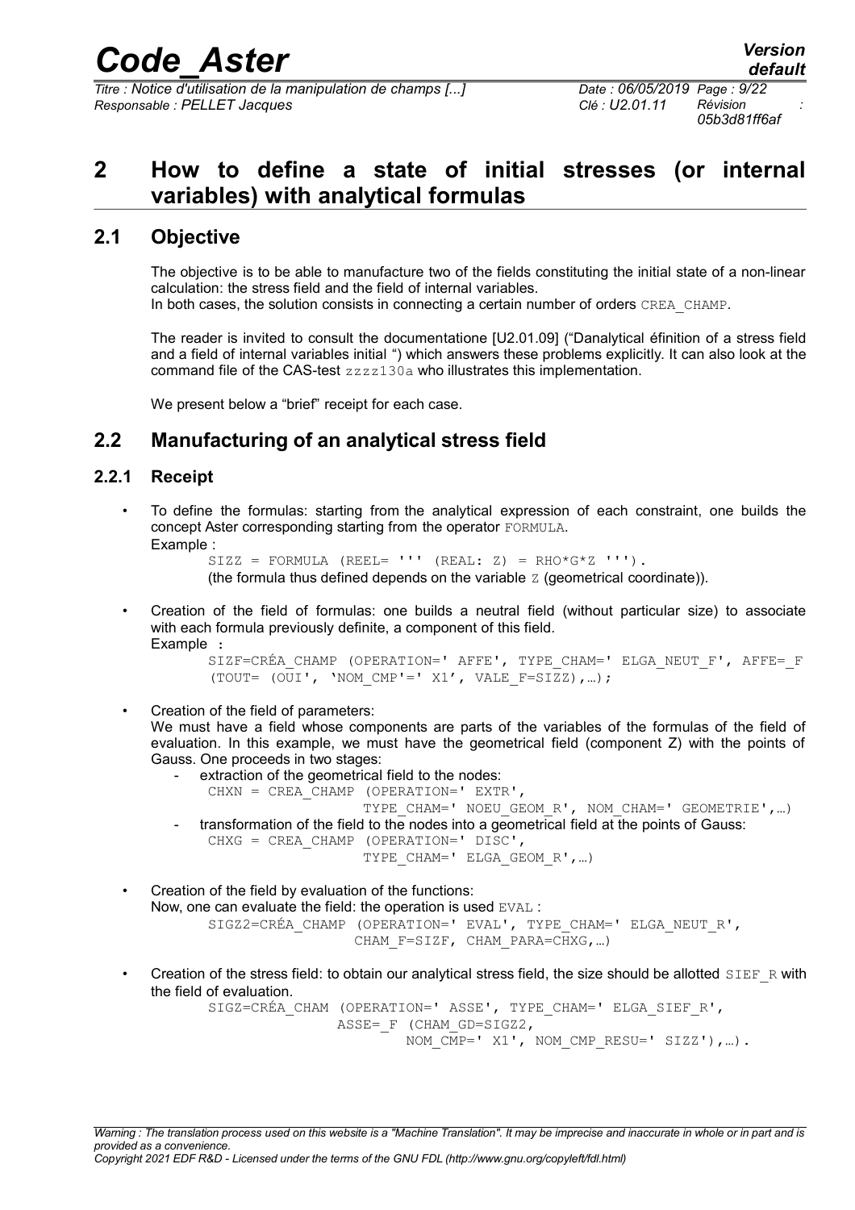# 2 How to define a state of initial stresses (or internal variables) with analytical formulas

## 2.1 Objective

The objective is to be able to manufacture two of the fields constituting the initial state of a non-linear calculation: the stress field and the field of internal variables.
In both cases, the solution consists in connecting a certain number of orders `CREA_CHAMP`.

The reader is invited to consult the documentatione [U2.01.09] ("Danalytical éfinition of a stress field and a field of internal variables initial ") which answers these problems explicitly. It can also look at the command file of the CAS-test `zzzz130a` who illustrates this implementation.

We present below a "brief" receipt for each case.

## 2.2 Manufacturing of an analytical stress field

### 2.2.1 Receipt

- To define the formulas: starting from the analytical expression of each constraint, one builds the concept Aster corresponding starting from the operator `FORMULA`.
  Example :
  ```
  SIZZ = FORMULA (REEL= ''' (REAL: Z) = RHO*G*Z ''').
  ```
  (the formula thus defined depends on the variable `Z` (geometrical coordinate)).

- Creation of the field of formulas: one builds a neutral field (without particular size) to associate with each formula previously definite, a component of this field.
  Example **:**
  ```
  SIZF=CRÉA_CHAMP (OPERATION=' AFFE', TYPE_CHAM=' ELGA_NEUT_F', AFFE=_F
  (TOUT= (OUI', 'NOM_CMP'=' X1', VALE_F=SIZZ),…);
  ```

- Creation of the field of parameters:
  We must have a field whose components are parts of the variables of the formulas of the field of evaluation. In this example, we must have the geometrical field (component Z) with the points of Gauss. One proceeds in two stages:
  - extraction of the geometrical field to the nodes:
    ```
    CHXN = CREA_CHAMP (OPERATION=' EXTR',
                       TYPE_CHAM=' NOEU_GEOM_R', NOM_CHAM=' GEOMETRIE',…)
    ```
  - transformation of the field to the nodes into a geometrical field at the points of Gauss:
    ```
    CHXG = CREA_CHAMP (OPERATION=' DISC',
                       TYPE_CHAM=' ELGA_GEOM_R',…)
    ```

- Creation of the field by evaluation of the functions:
  Now, one can evaluate the field: the operation is used `EVAL` :
  ```
  SIGZ2=CRÉA_CHAMP (OPERATION=' EVAL', TYPE_CHAM=' ELGA_NEUT_R',
                    CHAM_F=SIZF, CHAM_PARA=CHXG,…)
  ```

- Creation of the stress field: to obtain our analytical stress field, the size should be allotted `SIEF_R` with the field of evaluation.
  ```
  SIGZ=CRÉA_CHAM (OPERATION=' ASSE', TYPE_CHAM=' ELGA_SIEF_R',
                  ASSE=_F (CHAM_GD=SIGZ2,
                          NOM_CMP=' X1', NOM_CMP_RESU=' SIZZ'),…).
  ```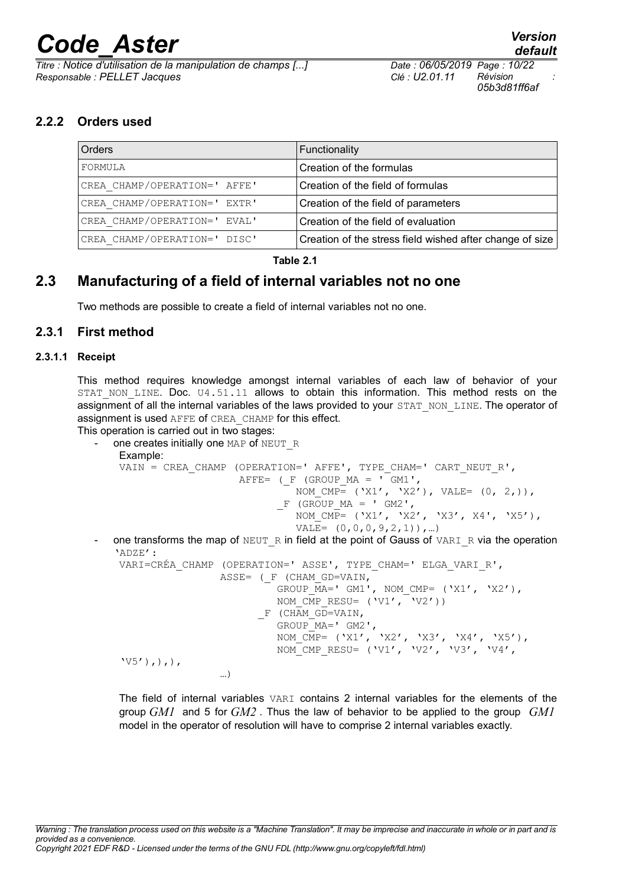### 2.2.2 Orders used

| Orders | Functionality |
|---|---|
| FORMULA | Creation of the formulas |
| CREA_CHAMP/OPERATION=' AFFE' | Creation of the field of formulas |
| CREA_CHAMP/OPERATION=' EXTR' | Creation of the field of parameters |
| CREA_CHAMP/OPERATION=' EVAL' | Creation of the field of evaluation |
| CREA_CHAMP/OPERATION=' DISC' | Creation of the stress field wished after change of size |

**Table 2.1**

## 2.3 Manufacturing of a field of internal variables not no one

Two methods are possible to create a field of internal variables not no one.

### 2.3.1 First method

#### 2.3.1.1 Receipt

This method requires knowledge amongst internal variables of each law of behavior of your STAT_NON_LINE. Doc. U4.51.11 allows to obtain this information. This method rests on the assignment of all the internal variables of the laws provided to your STAT_NON_LINE. The operator of assignment is used AFFE of CREA_CHAMP for this effect.

This operation is carried out in two stages:

- one creates initially one MAP of NEUT_R

  Example:

```
VAIN = CREA_CHAMP (OPERATION=' AFFE', TYPE_CHAM=' CART_NEUT_R',
                    AFFE= (_F (GROUP_MA = ' GM1',
                              NOM_CMP= ('X1', 'X2'), VALE= (0, 2,)),
                           _F (GROUP_MA = ' GM2',
                              NOM_CMP= ('X1', 'X2', 'X3', X4', 'X5'),
                              VALE= (0,0,0,9,2,1)),…)
```

- one transforms the map of NEUT_R in field at the point of Gauss of VARI_R via the operation 'ADZE':

```
VARI=CRÉA_CHAMP (OPERATION=' ASSE', TYPE_CHAM=' ELGA_VARI_R',
                ASSE= (_F (CHAM_GD=VAIN,
                          GROUP_MA=' GM1', NOM_CMP= ('X1', 'X2'),
                          NOM_CMP_RESU= ('V1', 'V2'))
                       _F (CHAM_GD=VAIN,
                          GROUP_MA=' GM2',
                          NOM_CMP= ('X1', 'X2', 'X3', 'X4', 'X5'),
                          NOM_CMP_RESU= ('V1', 'V2', 'V3', 'V4',
'V5'),),),
                …)
```

The field of internal variables VARI contains 2 internal variables for the elements of the group $GM1$ and 5 for $GM2$. Thus the law of behavior to be applied to the group $GM1$ model in the operator of resolution will have to comprise 2 internal variables exactly.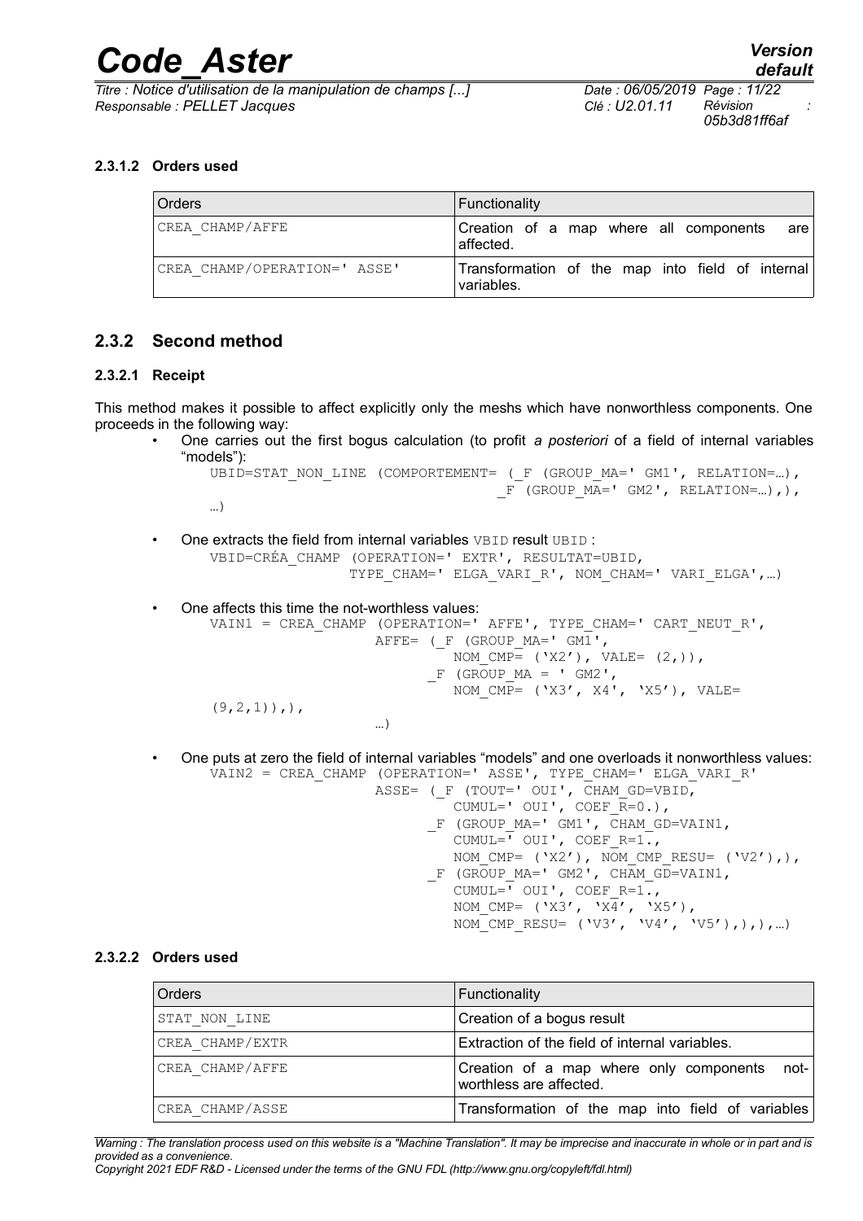#### 2.3.1.2 Orders used

| Orders | Functionality |
|---|---|
| CREA_CHAMP/AFFE | Creation of a map where all components are affected. |
| CREA_CHAMP/OPERATION=' ASSE' | Transformation of the map into field of internal variables. |

### 2.3.2 Second method

#### 2.3.2.1 Receipt

This method makes it possible to affect explicitly only the meshs which have nonworthless components. One proceeds in the following way:

- One carries out the first bogus calculation (to profit *a posteriori* of a field of internal variables "models"):

```
UBID=STAT_NON_LINE (COMPORTEMENT= (_F (GROUP_MA=' GM1', RELATION=…),
                                   _F (GROUP_MA=' GM2', RELATION=…),),
…)
```

- One extracts the field from internal variables VBID result UBID :

```
VBID=CRÉA_CHAMP (OPERATION=' EXTR', RESULTAT=UBID,
                 TYPE_CHAM=' ELGA_VARI_R', NOM_CHAM=' VARI_ELGA',…)
```

- One affects this time the not-worthless values:

```
VAIN1 = CREA_CHAMP (OPERATION=' AFFE', TYPE_CHAM=' CART_NEUT_R',
                    AFFE= (_F (GROUP_MA=' GM1',
                               NOM_CMP= ('X2'), VALE= (2,)),
                           _F (GROUP_MA = ' GM2',
                               NOM_CMP= ('X3', X4', 'X5'), VALE=
(9,2,1)),),
                    …)
```

- One puts at zero the field of internal variables "models" and one overloads it nonworthless values:

```
VAIN2 = CREA_CHAMP (OPERATION=' ASSE', TYPE_CHAM=' ELGA_VARI_R'
                    ASSE= (_F (TOUT=' OUI', CHAM_GD=VBID,
                               CUMUL=' OUI', COEF_R=0.),
                           _F (GROUP_MA=' GM1', CHAM_GD=VAIN1,
                               CUMUL=' OUI', COEF_R=1.,
                               NOM_CMP= ('X2'), NOM_CMP_RESU= ('V2'),),
                           _F (GROUP_MA=' GM2', CHAM_GD=VAIN1,
                               CUMUL=' OUI', COEF_R=1.,
                               NOM_CMP= ('X3', 'X4', 'X5'),
                               NOM_CMP_RESU= ('V3', 'V4', 'V5'),),),…)
```

#### 2.3.2.2 Orders used

| Orders | Functionality |
|---|---|
| STAT_NON_LINE | Creation of a bogus result |
| CREA_CHAMP/EXTR | Extraction of the field of internal variables. |
| CREA_CHAMP/AFFE | Creation of a map where only components not-worthless are affected. |
| CREA_CHAMP/ASSE | Transformation of the map into field of variables |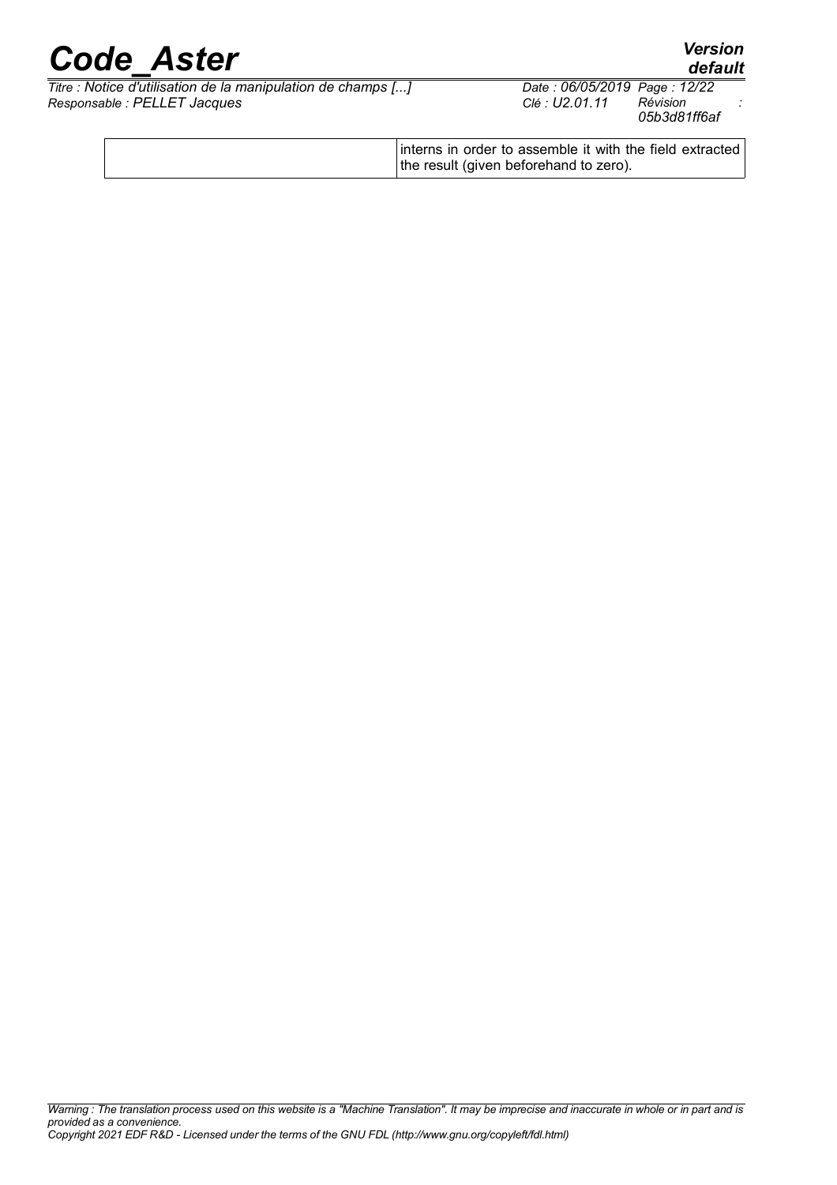|  | interns in order to assemble it with the field extracted the result (given beforehand to zero). |
|---|---|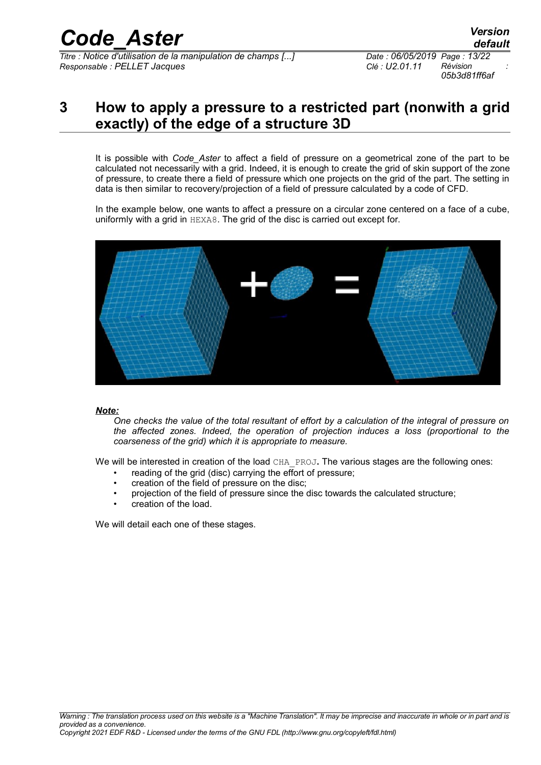# 3 How to apply a pressure to a restricted part (nonwith a grid exactly) of the edge of a structure 3D

It is possible with *Code_Aster* to affect a field of pressure on a geometrical zone of the part to be calculated not necessarily with a grid. Indeed, it is enough to create the grid of skin support of the zone of pressure, to create there a field of pressure which one projects on the grid of the part. The setting in data is then similar to recovery/projection of a field of pressure calculated by a code of CFD.

In the example below, one wants to affect a pressure on a circular zone centered on a face of a cube, uniformly with a grid in HEXA8. The grid of the disc is carried out except for.

***Note:***

*One checks the value of the total resultant of effort by a calculation of the integral of pressure on the affected zones. Indeed, the operation of projection induces a loss (proportional to the coarseness of the grid) which it is appropriate to measure.*

We will be interested in creation of the load CHA_PROJ. The various stages are the following ones:

- reading of the grid (disc) carrying the effort of pressure;
- creation of the field of pressure on the disc;
- projection of the field of pressure since the disc towards the calculated structure;
- creation of the load.

We will detail each one of these stages.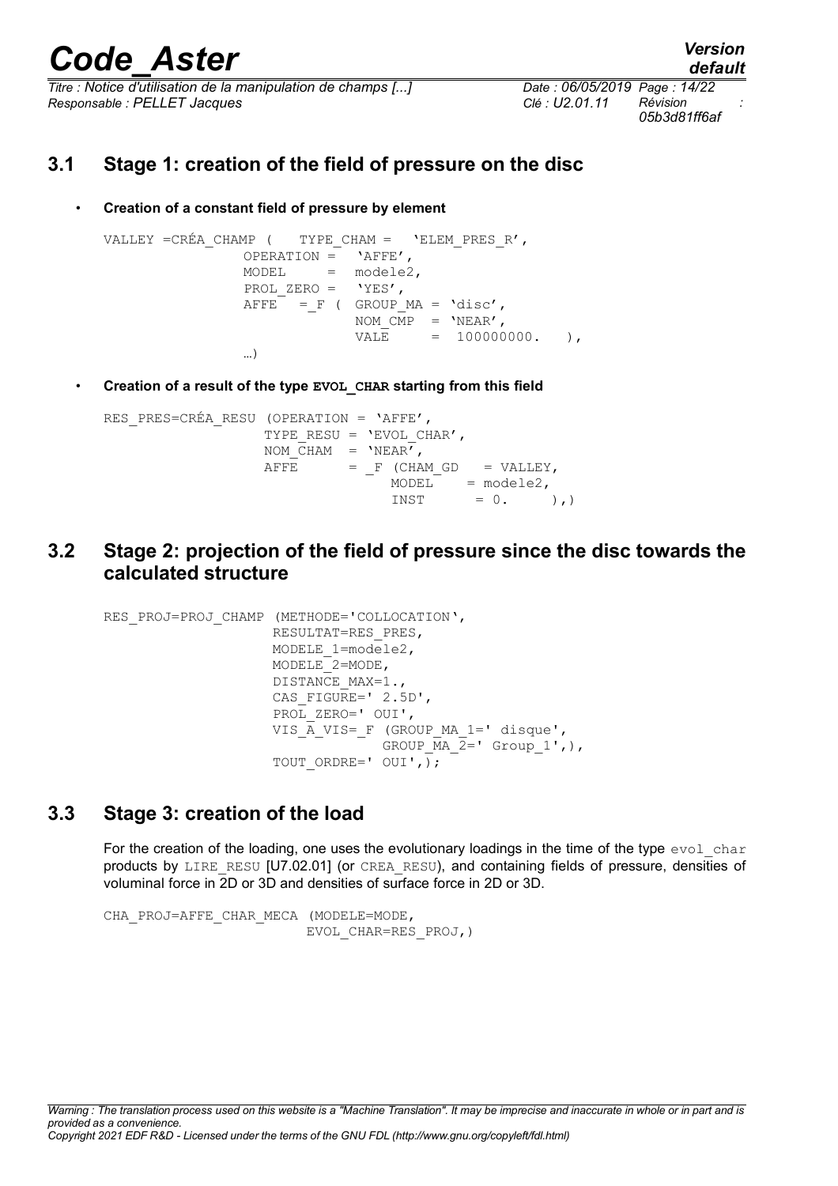## 3.1 Stage 1: creation of the field of pressure on the disc

- **Creation of a constant field of pressure by element**

```
VALLEY =CRÉA_CHAMP (   TYPE_CHAM =   'ELEM_PRES_R',
                OPERATION =   'AFFE',
                MODEL     =  modele2,
                PROL_ZERO =   'YES',
                AFFE   = F (  GROUP_MA = 'disc',
                              NOM_CMP  = 'NEAR',
                              VALE     =  100000000.   ),
                …)
```

- **Creation of a result of the type `EVOL_CHAR` starting from this field**

```
RES_PRES=CRÉA_RESU (OPERATION = 'AFFE',
                   TYPE_RESU = 'EVOL_CHAR',
                   NOM_CHAM  = 'NEAR',
                   AFFE      = _F (CHAM_GD   = VALLEY,
                                   MODEL    = modele2,
                                   INST      = 0.     ),)
```

## 3.2 Stage 2: projection of the field of pressure since the disc towards the calculated structure

```
RES_PROJ=PROJ_CHAMP (METHODE='COLLOCATION',
                    RESULTAT=RES_PRES,
                    MODELE_1=modele2,
                    MODELE_2=MODE,
                    DISTANCE_MAX=1.,
                    CAS_FIGURE=' 2.5D',
                    PROL_ZERO=' OUI',
                    VIS_A_VIS=_F (GROUP_MA_1=' disque',
                                  GROUP_MA_2=' Group_1',),
                    TOUT_ORDRE=' OUI',);
```

## 3.3 Stage 3: creation of the load

For the creation of the loading, one uses the evolutionary loadings in the time of the type `evol_char` products by `LIRE_RESU` [U7.02.01] (or `CREA_RESU`), and containing fields of pressure, densities of voluminal force in 2D or 3D and densities of surface force in 2D or 3D.

```
CHA_PROJ=AFFE_CHAR_MECA (MODELE=MODE,
                        EVOL_CHAR=RES_PROJ,)
```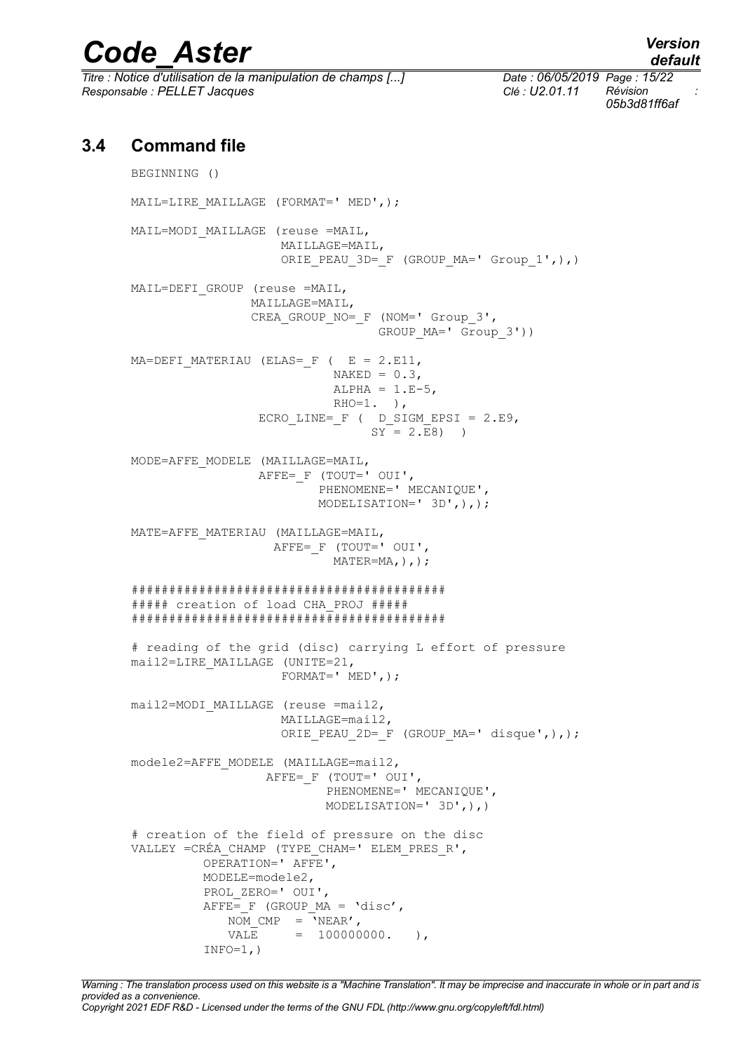## 3.4 Command file

```
BEGINNING ()

MAIL=LIRE_MAILLAGE (FORMAT=' MED',);

MAIL=MODI_MAILLAGE (reuse =MAIL,
                    MAILLAGE=MAIL,
                    ORIE_PEAU_3D=_F (GROUP_MA=' Group_1',),)

MAIL=DEFI_GROUP (reuse =MAIL,
                MAILLAGE=MAIL,
                CREA_GROUP_NO=_F (NOM=' Group_3',
                                  GROUP_MA=' Group_3'))

MA=DEFI_MATERIAU (ELAS=_F (  E = 2.E11,
                            NAKED = 0.3,
                            ALPHA = 1.E-5,
                            RHO=1.  ),
                  ECRO_LINE=_F (  D_SIGM_EPSI = 2.E9,
                                 SY = 2.E8)  )

MODE=AFFE_MODELE (MAILLAGE=MAIL,
                 AFFE=_F (TOUT=' OUI',
                         PHENOMENE=' MECANIQUE',
                         MODELISATION=' 3D',),);

MATE=AFFE_MATERIAU (MAILLAGE=MAIL,
                   AFFE=_F (TOUT=' OUI',
                           MATER=MA,),);

#########################################
##### creation of load CHA_PROJ #####
#########################################

# reading of the grid (disc) carrying L effort of pressure
mail2=LIRE_MAILLAGE (UNITE=21,
                    FORMAT=' MED',);

mail2=MODI_MAILLAGE (reuse =mail2,
                    MAILLAGE=mail2,
                    ORIE_PEAU_2D=_F (GROUP_MA=' disque',),);

modele2=AFFE_MODELE (MAILLAGE=mail2,
                   AFFE=_F (TOUT=' OUI',
                           PHENOMENE=' MECANIQUE',
                           MODELISATION=' 3D',),)

# creation of the field of pressure on the disc
VALLEY =CRÉA_CHAMP (TYPE_CHAM=' ELEM_PRES_R',
          OPERATION=' AFFE',
          MODELE=modele2,
          PROL_ZERO=' OUI',
          AFFE=_F (GROUP_MA = 'disc',
             NOM_CMP  = 'NEAR',
             VALE     =  100000000.   ),
          INFO=1,)
```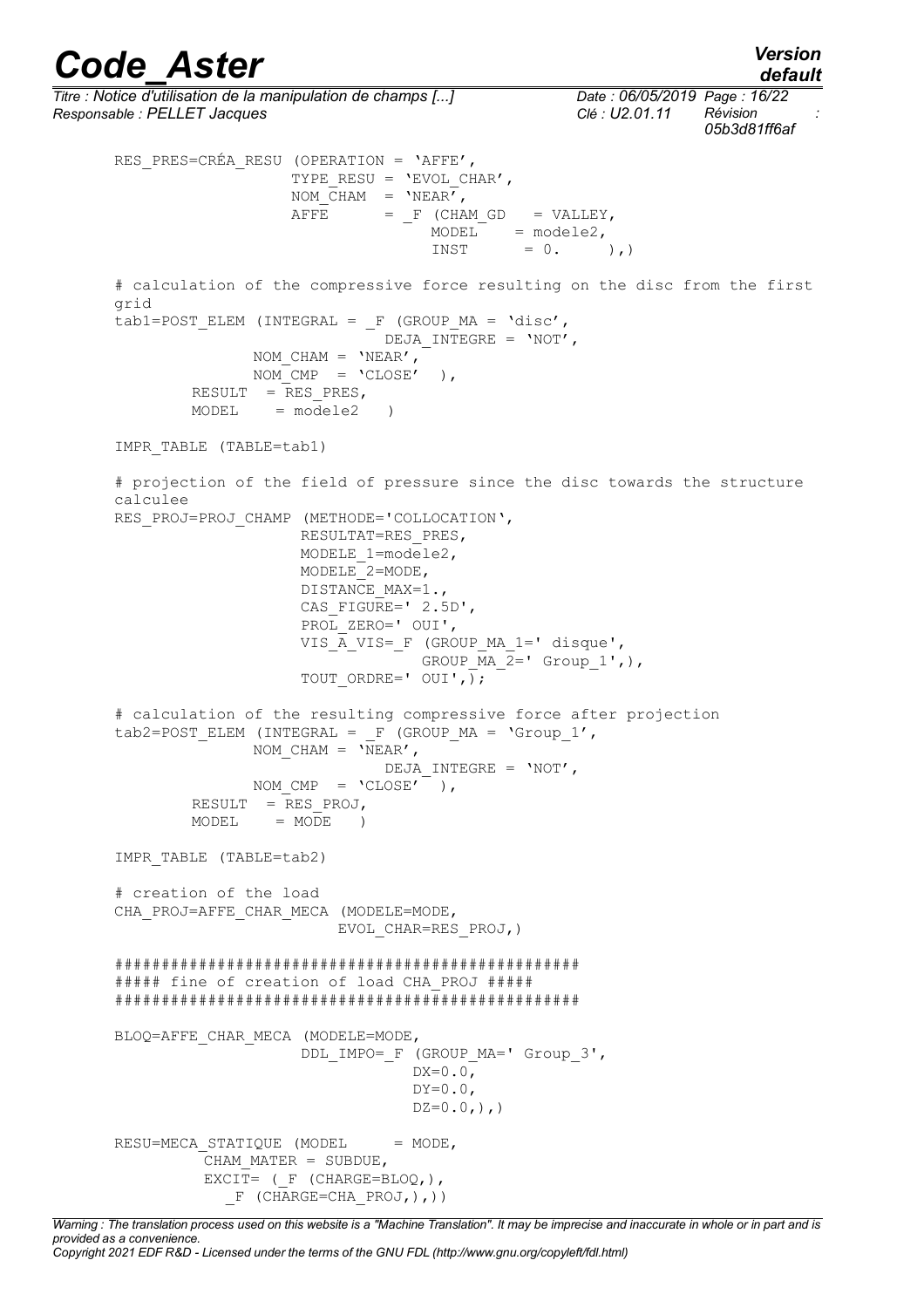```
RES_PRES=CRÉA_RESU (OPERATION = 'AFFE',
                    TYPE_RESU = 'EVOL_CHAR',
                    NOM_CHAM  = 'NEAR',
                    AFFE      = _F (CHAM_GD   = VALLEY,
                                    MODEL     = modele2,
                                    INST      = 0.     ),)

# calculation of the compressive force resulting on the disc from the first
grid
tab1=POST_ELEM (INTEGRAL = _F (GROUP_MA = 'disc',
                               DEJA_INTEGRE = 'NOT',
                NOM_CHAM = 'NEAR',
                NOM_CMP  = 'CLOSE'  ),
         RESULT  = RES_PRES,
         MODEL    = modele2   )

IMPR_TABLE (TABLE=tab1)

# projection of the field of pressure since the disc towards the structure
calculee
RES_PROJ=PROJ_CHAMP (METHODE='COLLOCATION',
                     RESULTAT=RES_PRES,
                     MODELE_1=modele2,
                     MODELE_2=MODE,
                     DISTANCE_MAX=1.,
                     CAS_FIGURE=' 2.5D',
                     PROL_ZERO=' OUI',
                     VIS_A_VIS=_F (GROUP_MA_1=' disque',
                                   GROUP_MA_2=' Group_1',),
                     TOUT_ORDRE=' OUI',);

# calculation of the resulting compressive force after projection
tab2=POST_ELEM (INTEGRAL = _F (GROUP_MA = 'Group_1',
                NOM_CHAM = 'NEAR',
                               DEJA_INTEGRE = 'NOT',
                NOM_CMP  = 'CLOSE'  ),
         RESULT  = RES_PROJ,
         MODEL    = MODE   )

IMPR_TABLE (TABLE=tab2)

# creation of the load
CHA_PROJ=AFFE_CHAR_MECA (MODELE=MODE,
                         EVOL_CHAR=RES_PROJ,)

################################################
##### fine of creation of load CHA_PROJ #####
################################################

BLOQ=AFFE_CHAR_MECA (MODELE=MODE,
                     DDL_IMPO=_F (GROUP_MA=' Group_3',
                                  DX=0.0,
                                  DY=0.0,
                                  DZ=0.0,),)

RESU=MECA_STATIQUE (MODEL      = MODE,
          CHAM_MATER = SUBDUE,
          EXCIT= (_F (CHARGE=BLOQ,),
             _F (CHARGE=CHA_PROJ,),))
```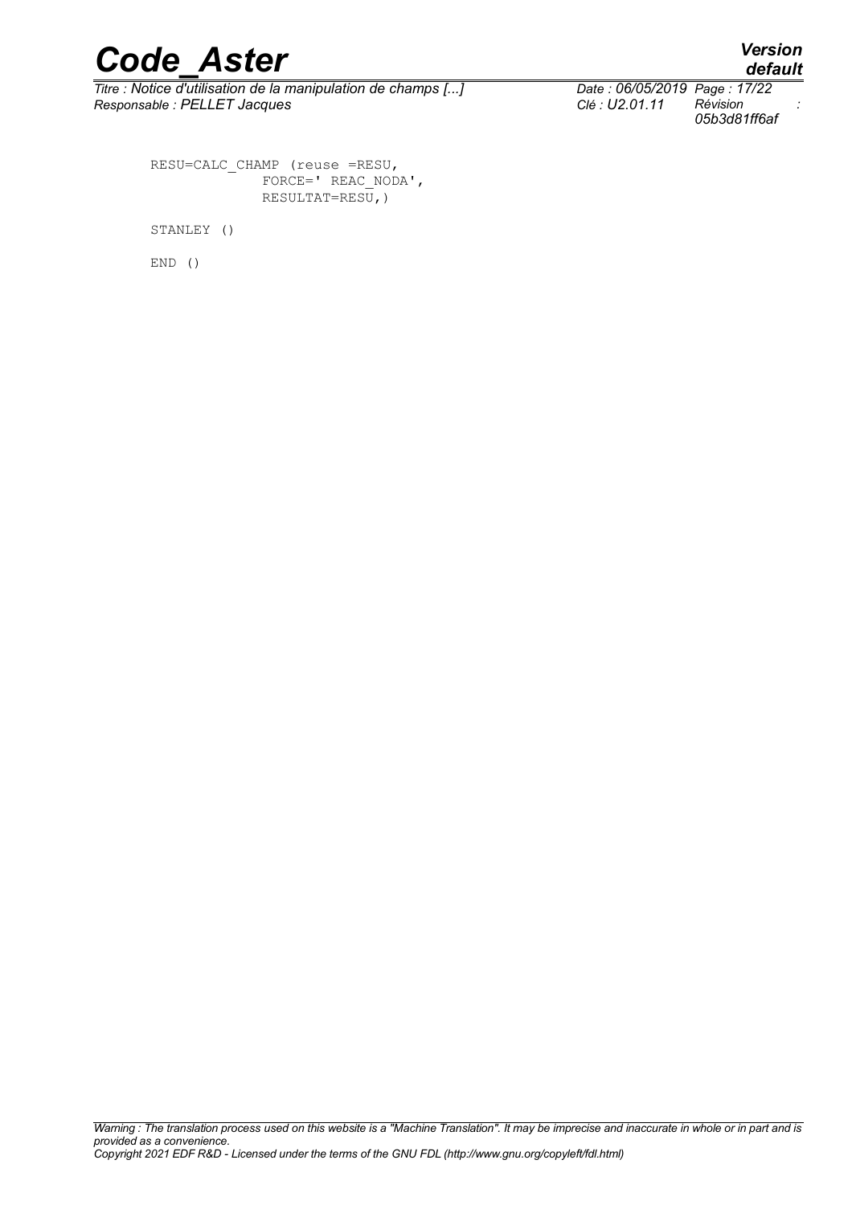```
RESU=CALC_CHAMP (reuse =RESU,
            FORCE=' REAC_NODA',
            RESULTAT=RESU,)

STANLEY ()

END ()
```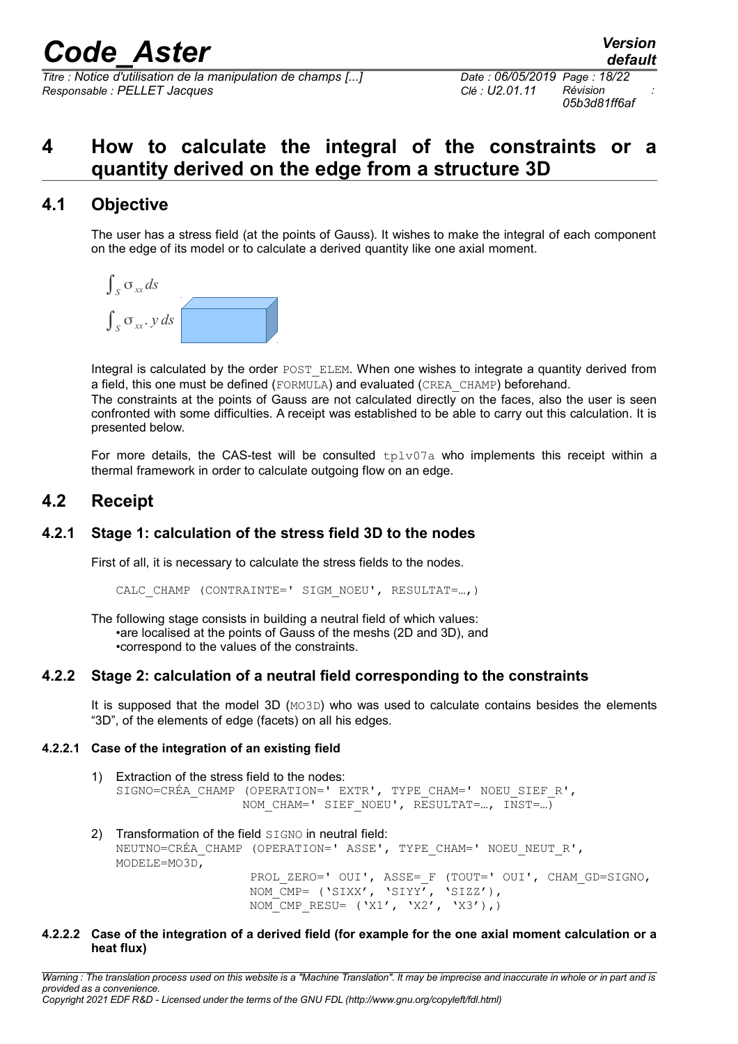# 4 How to calculate the integral of the constraints or a quantity derived on the edge from a structure 3D

## 4.1 Objective

The user has a stress field (at the points of Gauss). It wishes to make the integral of each component on the edge of its model or to calculate a derived quantity like one axial moment.

$$\int_S \sigma_{xx} ds$$

$$\int_S \sigma_{xx} . y\, ds$$

Integral is calculated by the order POST_ELEM. When one wishes to integrate a quantity derived from a field, this one must be defined (FORMULA) and evaluated (CREA_CHAMP) beforehand.
The constraints at the points of Gauss are not calculated directly on the faces, also the user is seen confronted with some difficulties. A receipt was established to be able to carry out this calculation. It is presented below.

For more details, the CAS-test will be consulted tplv07a who implements this receipt within a thermal framework in order to calculate outgoing flow on an edge.

## 4.2 Receipt

### 4.2.1 Stage 1: calculation of the stress field 3D to the nodes

First of all, it is necessary to calculate the stress fields to the nodes.

```
CALC_CHAMP (CONTRAINTE=' SIGM_NOEU', RESULTAT=…,)
```

The following stage consists in building a neutral field of which values:
- are localised at the points of Gauss of the meshs (2D and 3D), and
- correspond to the values of the constraints.

### 4.2.2 Stage 2: calculation of a neutral field corresponding to the constraints

It is supposed that the model 3D (MO3D) who was used to calculate contains besides the elements "3D", of the elements of edge (facets) on all his edges.

#### 4.2.2.1 Case of the integration of an existing field

1) Extraction of the stress field to the nodes:
```
SIGNO=CRÉA_CHAMP (OPERATION=' EXTR', TYPE_CHAM=' NOEU_SIEF_R',
                  NOM_CHAM=' SIEF_NOEU', RESULTAT=…, INST=…)
```

2) Transformation of the field SIGNO in neutral field:
```
NEUTNO=CRÉA_CHAMP (OPERATION=' ASSE', TYPE_CHAM=' NOEU_NEUT_R',
MODELE=MO3D,
                   PROL_ZERO=' OUI', ASSE=_F (TOUT=' OUI', CHAM_GD=SIGNO,
                   NOM_CMP= ('SIXX', 'SIYY', 'SIZZ'),
                   NOM_CMP_RESU= ('X1', 'X2', 'X3'),)
```

#### 4.2.2.2 Case of the integration of a derived field (for example for the one axial moment calculation or a heat flux)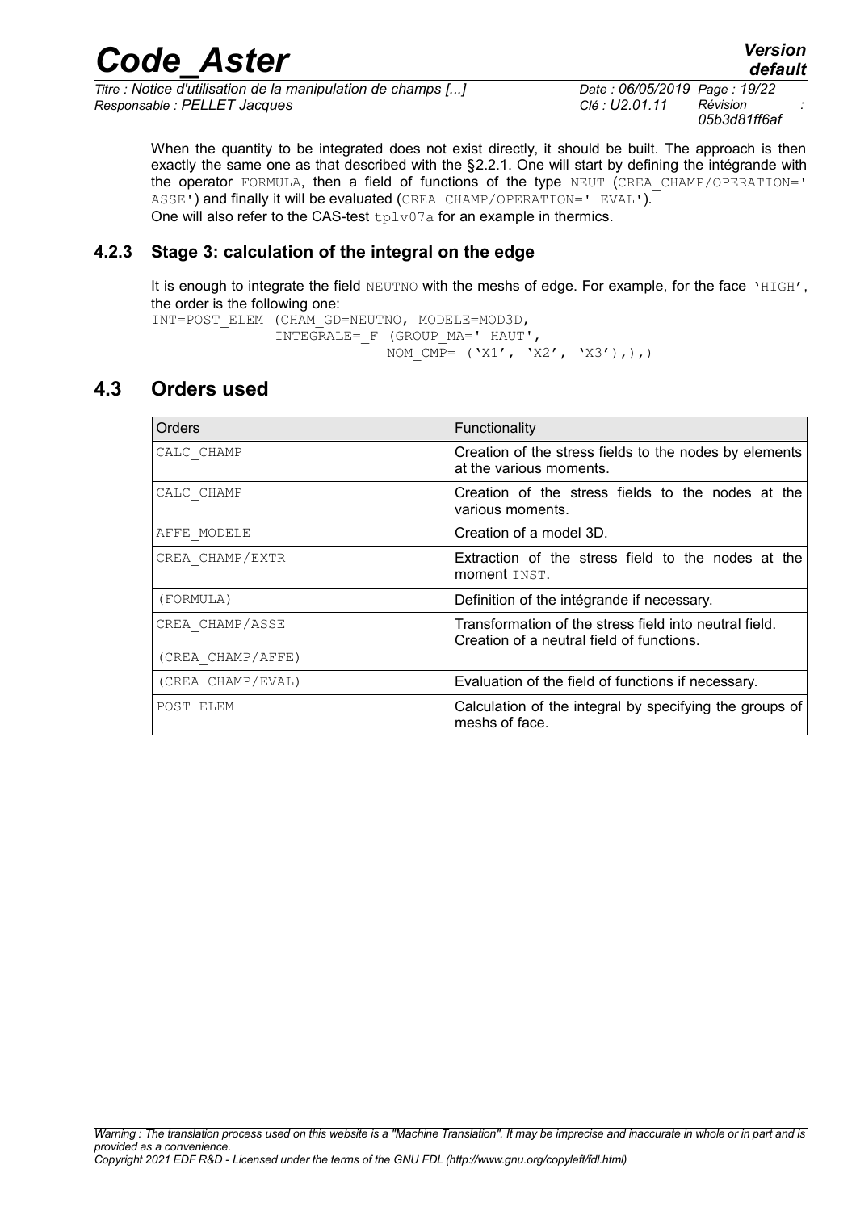When the quantity to be integrated does not exist directly, it should be built. The approach is then exactly the same one as that described with the §2.2.1. One will start by defining the intégrande with the operator `FORMULA`, then a field of functions of the type `NEUT` (`CREA_CHAMP/OPERATION=' ASSE'`) and finally it will be evaluated (`CREA_CHAMP/OPERATION=' EVAL'`).
One will also refer to the CAS-test `tplv07a` for an example in thermics.

### 4.2.3 Stage 3: calculation of the integral on the edge

It is enough to integrate the field `NEUTNO` with the meshs of edge. For example, for the face `'HIGH'`, the order is the following one:

```
INT=POST_ELEM (CHAM_GD=NEUTNO, MODELE=MOD3D,
              INTEGRALE=_F (GROUP_MA=' HAUT',
                          NOM_CMP= ('X1', 'X2', 'X3'),),)
```

## 4.3 Orders used

| Orders | Functionality |
|---|---|
| CALC_CHAMP | Creation of the stress fields to the nodes by elements at the various moments. |
| CALC_CHAMP | Creation of the stress fields to the nodes at the various moments. |
| AFFE_MODELE | Creation of a model 3D. |
| CREA_CHAMP/EXTR | Extraction of the stress field to the nodes at the moment INST. |
| (FORMULA) | Definition of the intégrande if necessary. |
| CREA_CHAMP/ASSE<br>(CREA_CHAMP/AFFE) | Transformation of the stress field into neutral field.<br>Creation of a neutral field of functions. |
| (CREA_CHAMP/EVAL) | Evaluation of the field of functions if necessary. |
| POST_ELEM | Calculation of the integral by specifying the groups of meshs of face. |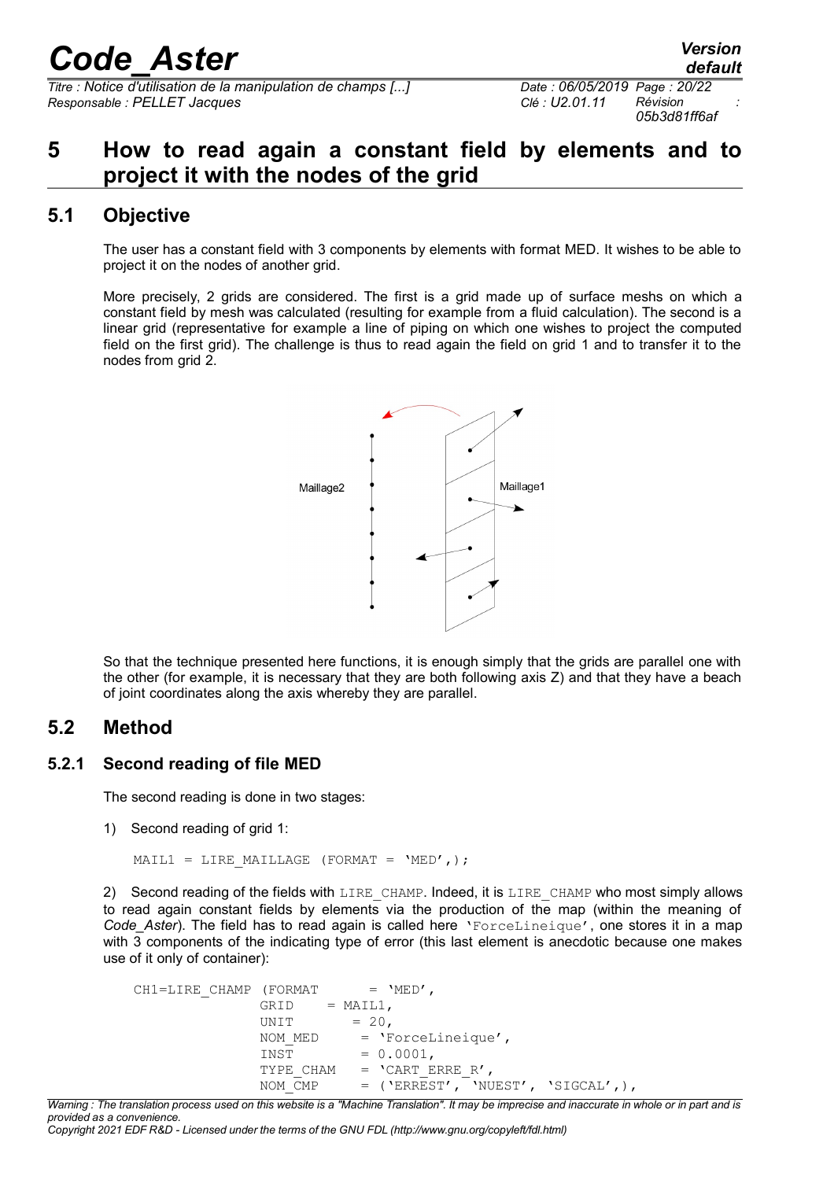# 5 How to read again a constant field by elements and to project it with the nodes of the grid

## 5.1 Objective

The user has a constant field with 3 components by elements with format MED. It wishes to be able to project it on the nodes of another grid.

More precisely, 2 grids are considered. The first is a grid made up of surface meshs on which a constant field by mesh was calculated (resulting for example from a fluid calculation). The second is a linear grid (representative for example a line of piping on which one wishes to project the computed field on the first grid). The challenge is thus to read again the field on grid 1 and to transfer it to the nodes from grid 2.

So that the technique presented here functions, it is enough simply that the grids are parallel one with the other (for example, it is necessary that they are both following axis Z) and that they have a beach of joint coordinates along the axis whereby they are parallel.

## 5.2 Method

### 5.2.1 Second reading of file MED

The second reading is done in two stages:

1) Second reading of grid 1:

```
MAIL1 = LIRE_MAILLAGE (FORMAT = 'MED',);
```

2) Second reading of the fields with `LIRE_CHAMP`. Indeed, it is `LIRE_CHAMP` who most simply allows to read again constant fields by elements via the production of the map (within the meaning of *Code_Aster*). The field has to read again is called here `'ForceLineique'`, one stores it in a map with 3 components of the indicating type of error (this last element is anecdotic because one makes use of it only of container):

```
CH1=LIRE_CHAMP (FORMAT      = 'MED',
               GRID    = MAIL1,
               UNIT       = 20,
               NOM_MED     = 'ForceLineique',
               INST        = 0.0001,
               TYPE_CHAM   = 'CART_ERRE_R',
               NOM_CMP     = ('ERREST', 'NUEST', 'SIGCAL',),
```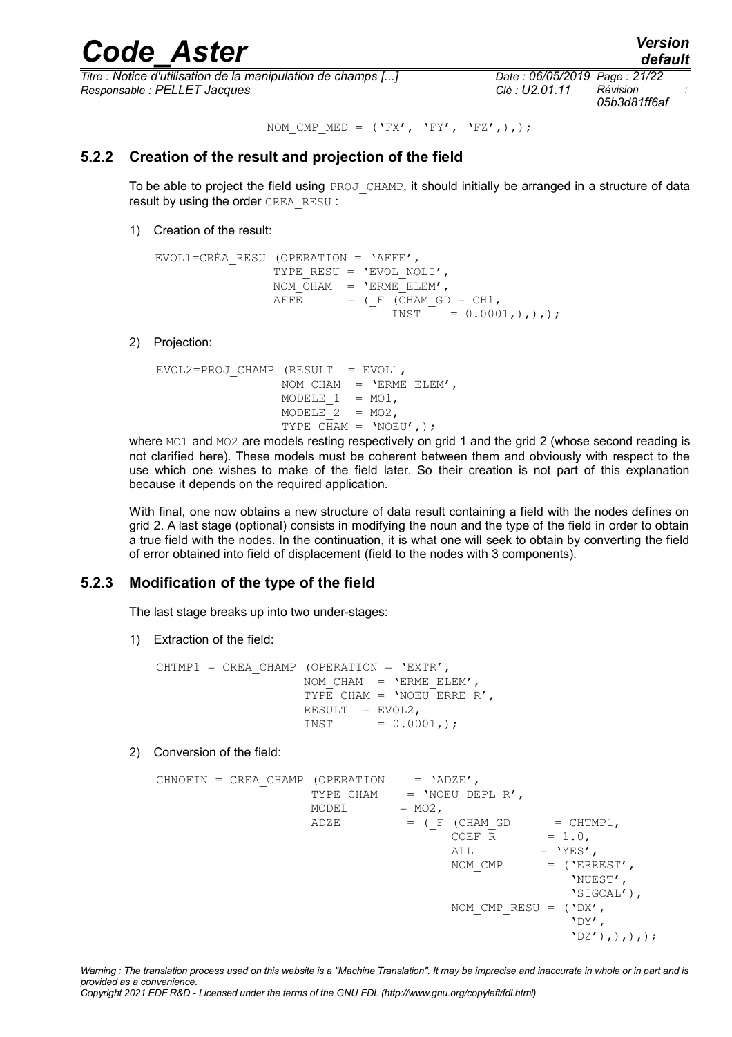```
NOM_CMP_MED = ('FX', 'FY', 'FZ',),);
```

### 5.2.2 Creation of the result and projection of the field

To be able to project the field using `PROJ_CHAMP`, it should initially be arranged in a structure of data result by using the order `CREA_RESU` :

1) Creation of the result:

```
EVOL1=CRÉA_RESU (OPERATION = 'AFFE',
                 TYPE_RESU = 'EVOL_NOLI',
                 NOM_CHAM  = 'ERME_ELEM',
                 AFFE      = (_F (CHAM_GD = CH1,
                                  INST    = 0.0001,),),);
```

2) Projection:

```
EVOL2=PROJ_CHAMP (RESULT   = EVOL1,
                  NOM_CHAM  = 'ERME_ELEM',
                  MODELE_1  = MO1,
                  MODELE_2  = MO2,
                  TYPE_CHAM = 'NOEU',);
```

where `MO1` and `MO2` are models resting respectively on grid 1 and the grid 2 (whose second reading is not clarified here). These models must be coherent between them and obviously with respect to the use which one wishes to make of the field later. So their creation is not part of this explanation because it depends on the required application.

With final, one now obtains a new structure of data result containing a field with the nodes defines on grid 2. A last stage (optional) consists in modifying the noun and the type of the field in order to obtain a true field with the nodes. In the continuation, it is what one will seek to obtain by converting the field of error obtained into field of displacement (field to the nodes with 3 components).

### 5.2.3 Modification of the type of the field

The last stage breaks up into two under-stages:

1) Extraction of the field:

```
CHTMP1 = CREA_CHAMP (OPERATION = 'EXTR',
                     NOM_CHAM  = 'ERME_ELEM',
                     TYPE_CHAM = 'NOEU_ERRE_R',
                     RESULT  = EVOL2,
                     INST      = 0.0001,);
```

2) Conversion of the field:

```
CHNOFIN = CREA_CHAMP (OPERATION    = 'ADZE',
                      TYPE_CHAM    = 'NOEU_DEPL_R',
                      MODEL       = MO2,
                      ADZE         = (_F (CHAM_GD      = CHTMP1,
                                          COEF_R       = 1.0,
                                          ALL         = 'YES',
                                          NOM_CMP      = ('ERREST',
                                                          'NUEST',
                                                          'SIGCAL'),
                                          NOM_CMP_RESU = ('DX',
                                                          'DY',
                                                          'DZ'),),),);
```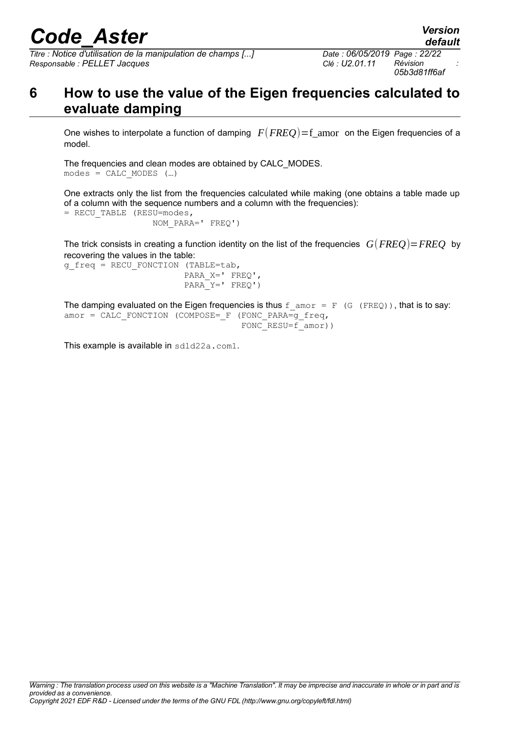# 6 How to use the value of the Eigen frequencies calculated to evaluate damping

One wishes to interpolate a function of damping $F(FREQ)=\mathrm{f\_amor}$ on the Eigen frequencies of a model.

The frequencies and clean modes are obtained by CALC_MODES.

```
modes = CALC_MODES (…)
```

One extracts only the list from the frequencies calculated while making (one obtains a table made up of a column with the sequence numbers and a column with the frequencies):

```
= RECU_TABLE (RESU=modes,
              NOM_PARA=' FREQ')
```

The trick consists in creating a function identity on the list of the frequencies $G(FREQ)=FREQ$ by recovering the values in the table:

```
g_freq = RECU_FONCTION (TABLE=tab,
                        PARA_X=' FREQ',
                        PARA_Y=' FREQ')
```

The damping evaluated on the Eigen frequencies is thus `f_amor = F (G (FREQ))`, that is to say:

```
amor = CALC_FONCTION (COMPOSE=_F (FONC_PARA=g_freq,
                                  FONC_RESU=f_amor))
```

This example is available in `sdld22a.comm`.